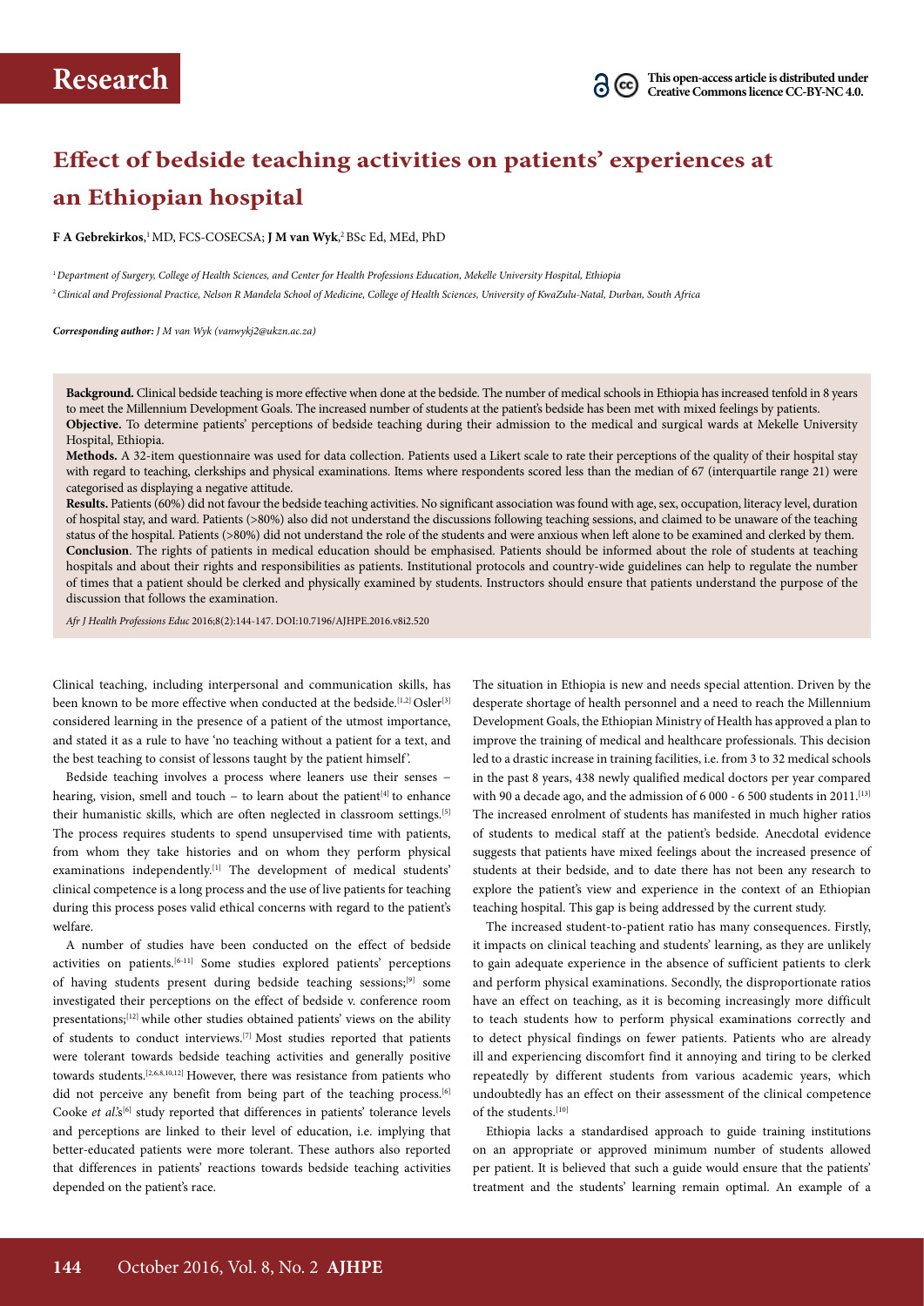**Research**

This open-access article is distributed under Creative Commons licence CC-BY-NC 4.0.

# Effect of bedside teaching activities on patients' experiences at an Ethiopian hospital

**F A Gebrekirkos**,[1] MD, FCS-COSECSA; **J M van Wyk**,[2] BSc Ed, MEd, PhD

[1] *Department of Surgery, College of Health Sciences, and Center for Health Professions Education, Mekelle University Hospital, Ethiopia*

[2] *Clinical and Professional Practice, Nelson R Mandela School of Medicine, College of Health Sciences, University of KwaZulu-Natal, Durban, South Africa*

***Corresponding author:*** *J M van Wyk (vanwykj2@ukzn.ac.za)*

**Background.** Clinical bedside teaching is more effective when done at the bedside. The number of medical schools in Ethiopia has increased tenfold in 8 years to meet the Millennium Development Goals. The increased number of students at the patient's bedside has been met with mixed feelings by patients.

**Objective.** To determine patients' perceptions of bedside teaching during their admission to the medical and surgical wards at Mekelle University Hospital, Ethiopia.

**Methods.** A 32-item questionnaire was used for data collection. Patients used a Likert scale to rate their perceptions of the quality of their hospital stay with regard to teaching, clerkships and physical examinations. Items where respondents scored less than the median of 67 (interquartile range 21) were categorised as displaying a negative attitude.

**Results.** Patients (60%) did not favour the bedside teaching activities. No significant association was found with age, sex, occupation, literacy level, duration of hospital stay, and ward. Patients (>80%) also did not understand the discussions following teaching sessions, and claimed to be unaware of the teaching status of the hospital. Patients (>80%) did not understand the role of the students and were anxious when left alone to be examined and clerked by them.

**Conclusion**. The rights of patients in medical education should be emphasised. Patients should be informed about the role of students at teaching hospitals and about their rights and responsibilities as patients. Institutional protocols and country-wide guidelines can help to regulate the number of times that a patient should be clerked and physically examined by students. Instructors should ensure that patients understand the purpose of the discussion that follows the examination.

*Afr J Health Professions Educ* 2016;8(2):144-147. DOI:10.7196/AJHPE.2016.v8i2.520

Clinical teaching, including interpersonal and communication skills, has been known to be more effective when conducted at the bedside.[1,2] Osler[3] considered learning in the presence of a patient of the utmost importance, and stated it as a rule to have 'no teaching without a patient for a text, and the best teaching to consist of lessons taught by the patient himself'.

Bedside teaching involves a process where leaners use their senses – hearing, vision, smell and touch – to learn about the patient[4] to enhance their humanistic skills, which are often neglected in classroom settings.[5] The process requires students to spend unsupervised time with patients, from whom they take histories and on whom they perform physical examinations independently.[1] The development of medical students' clinical competence is a long process and the use of live patients for teaching during this process poses valid ethical concerns with regard to the patient's welfare.

A number of studies have been conducted on the effect of bedside activities on patients.[6-11] Some studies explored patients' perceptions of having students present during bedside teaching sessions;[9] some investigated their perceptions on the effect of bedside v. conference room presentations;[12] while other studies obtained patients' views on the ability of students to conduct interviews.[7] Most studies reported that patients were tolerant towards bedside teaching activities and generally positive towards students.[2,6,8,10,12] However, there was resistance from patients who did not perceive any benefit from being part of the teaching process.[6] Cooke *et al.*'s[6] study reported that differences in patients' tolerance levels and perceptions are linked to their level of education, i.e. implying that better-educated patients were more tolerant. These authors also reported that differences in patients' reactions towards bedside teaching activities depended on the patient's race.

The situation in Ethiopia is new and needs special attention. Driven by the desperate shortage of health personnel and a need to reach the Millennium Development Goals, the Ethiopian Ministry of Health has approved a plan to improve the training of medical and healthcare professionals. This decision led to a drastic increase in training facilities, i.e. from 3 to 32 medical schools in the past 8 years, 438 newly qualified medical doctors per year compared with 90 a decade ago, and the admission of 6 000 - 6 500 students in 2011.[13] The increased enrolment of students has manifested in much higher ratios of students to medical staff at the patient's bedside. Anecdotal evidence suggests that patients have mixed feelings about the increased presence of students at their bedside, and to date there has not been any research to explore the patient's view and experience in the context of an Ethiopian teaching hospital. This gap is being addressed by the current study.

The increased student-to-patient ratio has many consequences. Firstly, it impacts on clinical teaching and students' learning, as they are unlikely to gain adequate experience in the absence of sufficient patients to clerk and perform physical examinations. Secondly, the disproportionate ratios have an effect on teaching, as it is becoming increasingly more difficult to teach students how to perform physical examinations correctly and to detect physical findings on fewer patients. Patients who are already ill and experiencing discomfort find it annoying and tiring to be clerked repeatedly by different students from various academic years, which undoubtedly has an effect on their assessment of the clinical competence of the students.[10]

Ethiopia lacks a standardised approach to guide training institutions on an appropriate or approved minimum number of students allowed per patient. It is believed that such a guide would ensure that the patients' treatment and the students' learning remain optimal. An example of a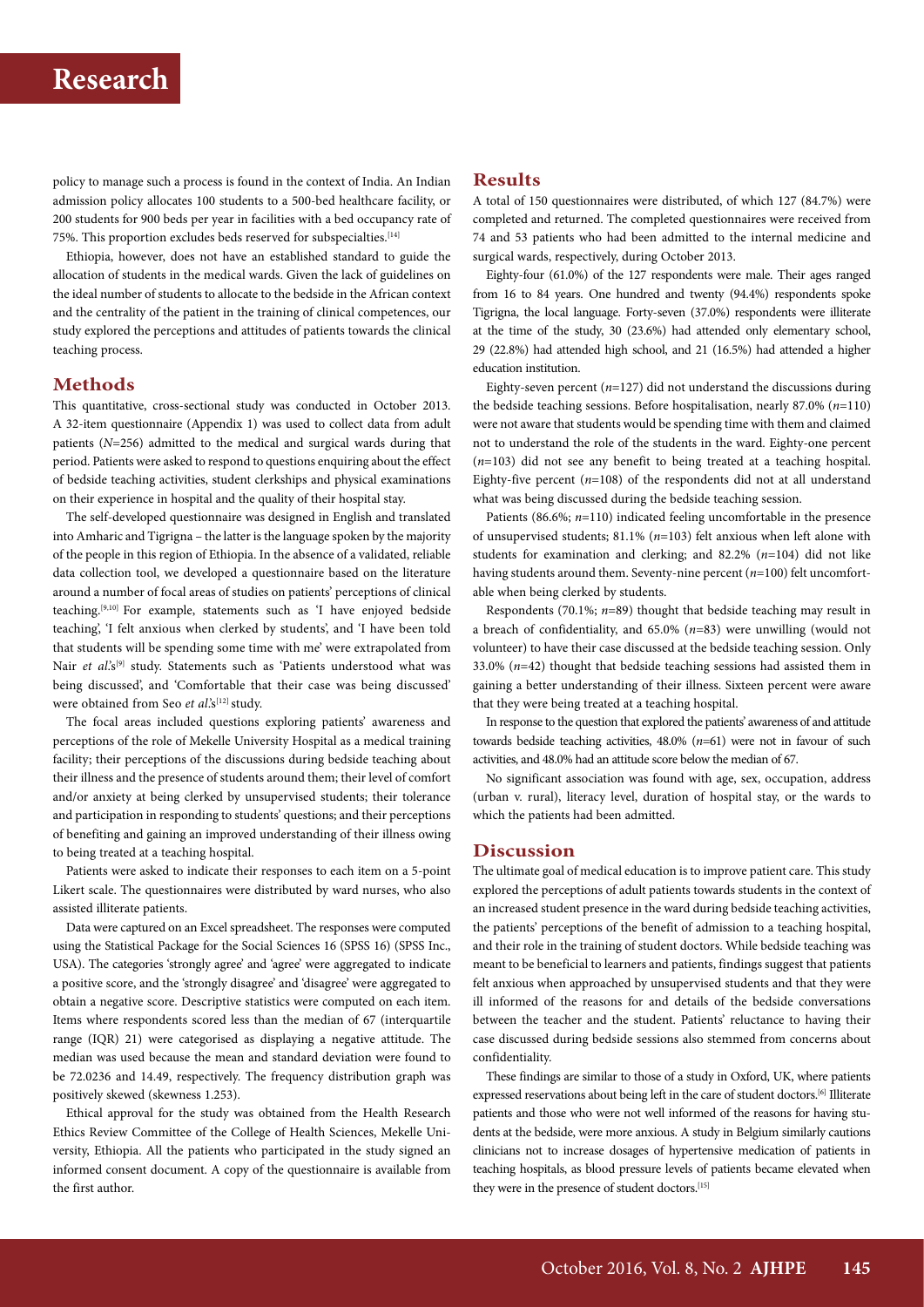policy to manage such a process is found in the context of India. An Indian admission policy allocates 100 students to a 500-bed healthcare facility, or 200 students for 900 beds per year in facilities with a bed occupancy rate of 75%. This proportion excludes beds reserved for subspecialties.[14]

Ethiopia, however, does not have an established standard to guide the allocation of students in the medical wards. Given the lack of guidelines on the ideal number of students to allocate to the bedside in the African context and the centrality of the patient in the training of clinical competences, our study explored the perceptions and attitudes of patients towards the clinical teaching process.

## Methods

This quantitative, cross-sectional study was conducted in October 2013. A 32-item questionnaire (Appendix 1) was used to collect data from adult patients (*N*=256) admitted to the medical and surgical wards during that period. Patients were asked to respond to questions enquiring about the effect of bedside teaching activities, student clerkships and physical examinations on their experience in hospital and the quality of their hospital stay.

The self-developed questionnaire was designed in English and translated into Amharic and Tigrigna – the latter is the language spoken by the majority of the people in this region of Ethiopia. In the absence of a validated, reliable data collection tool, we developed a questionnaire based on the literature around a number of focal areas of studies on patients' perceptions of clinical teaching.[9,10] For example, statements such as 'I have enjoyed bedside teaching', 'I felt anxious when clerked by students', and 'I have been told that students will be spending some time with me' were extrapolated from Nair *et al.*'s[9] study. Statements such as 'Patients understood what was being discussed', and 'Comfortable that their case was being discussed' were obtained from Seo *et al.*'s[12] study.

The focal areas included questions exploring patients' awareness and perceptions of the role of Mekelle University Hospital as a medical training facility; their perceptions of the discussions during bedside teaching about their illness and the presence of students around them; their level of comfort and/or anxiety at being clerked by unsupervised students; their tolerance and participation in responding to students' questions; and their perceptions of benefiting and gaining an improved understanding of their illness owing to being treated at a teaching hospital.

Patients were asked to indicate their responses to each item on a 5-point Likert scale. The questionnaires were distributed by ward nurses, who also assisted illiterate patients.

Data were captured on an Excel spreadsheet. The responses were computed using the Statistical Package for the Social Sciences 16 (SPSS 16) (SPSS Inc., USA). The categories 'strongly agree' and 'agree' were aggregated to indicate a positive score, and the 'strongly disagree' and 'disagree' were aggregated to obtain a negative score. Descriptive statistics were computed on each item. Items where respondents scored less than the median of 67 (interquartile range (IQR) 21) were categorised as displaying a negative attitude. The median was used because the mean and standard deviation were found to be 72.0236 and 14.49, respectively. The frequency distribution graph was positively skewed (skewness 1.253).

Ethical approval for the study was obtained from the Health Research Ethics Review Committee of the College of Health Sciences, Mekelle University, Ethiopia. All the patients who participated in the study signed an informed consent document. A copy of the questionnaire is available from the first author.

## Results

A total of 150 questionnaires were distributed, of which 127 (84.7%) were completed and returned. The completed questionnaires were received from 74 and 53 patients who had been admitted to the internal medicine and surgical wards, respectively, during October 2013.

Eighty-four (61.0%) of the 127 respondents were male. Their ages ranged from 16 to 84 years. One hundred and twenty (94.4%) respondents spoke Tigrigna, the local language. Forty-seven (37.0%) respondents were illiterate at the time of the study, 30 (23.6%) had attended only elementary school, 29 (22.8%) had attended high school, and 21 (16.5%) had attended a higher education institution.

Eighty-seven percent (*n*=127) did not understand the discussions during the bedside teaching sessions. Before hospitalisation, nearly 87.0% (*n*=110) were not aware that students would be spending time with them and claimed not to understand the role of the students in the ward. Eighty-one percent (*n*=103) did not see any benefit to being treated at a teaching hospital. Eighty-five percent (*n*=108) of the respondents did not at all understand what was being discussed during the bedside teaching session.

Patients (86.6%; *n*=110) indicated feeling uncomfortable in the presence of unsupervised students; 81.1% (*n*=103) felt anxious when left alone with students for examination and clerking; and 82.2% (*n*=104) did not like having students around them. Seventy-nine percent (*n*=100) felt uncomfortable when being clerked by students.

Respondents (70.1%; *n*=89) thought that bedside teaching may result in a breach of confidentiality, and 65.0% (*n*=83) were unwilling (would not volunteer) to have their case discussed at the bedside teaching session. Only 33.0% (*n*=42) thought that bedside teaching sessions had assisted them in gaining a better understanding of their illness. Sixteen percent were aware that they were being treated at a teaching hospital.

In response to the question that explored the patients' awareness of and attitude towards bedside teaching activities, 48.0% (*n*=61) were not in favour of such activities, and 48.0% had an attitude score below the median of 67.

No significant association was found with age, sex, occupation, address (urban v. rural), literacy level, duration of hospital stay, or the wards to which the patients had been admitted.

## Discussion

The ultimate goal of medical education is to improve patient care. This study explored the perceptions of adult patients towards students in the context of an increased student presence in the ward during bedside teaching activities, the patients' perceptions of the benefit of admission to a teaching hospital, and their role in the training of student doctors. While bedside teaching was meant to be beneficial to learners and patients, findings suggest that patients felt anxious when approached by unsupervised students and that they were ill informed of the reasons for and details of the bedside conversations between the teacher and the student. Patients' reluctance to having their case discussed during bedside sessions also stemmed from concerns about confidentiality.

These findings are similar to those of a study in Oxford, UK, where patients expressed reservations about being left in the care of student doctors.[6] Illiterate patients and those who were not well informed of the reasons for having students at the bedside, were more anxious. A study in Belgium similarly cautions clinicians not to increase dosages of hypertensive medication of patients in teaching hospitals, as blood pressure levels of patients became elevated when they were in the presence of student doctors.[15]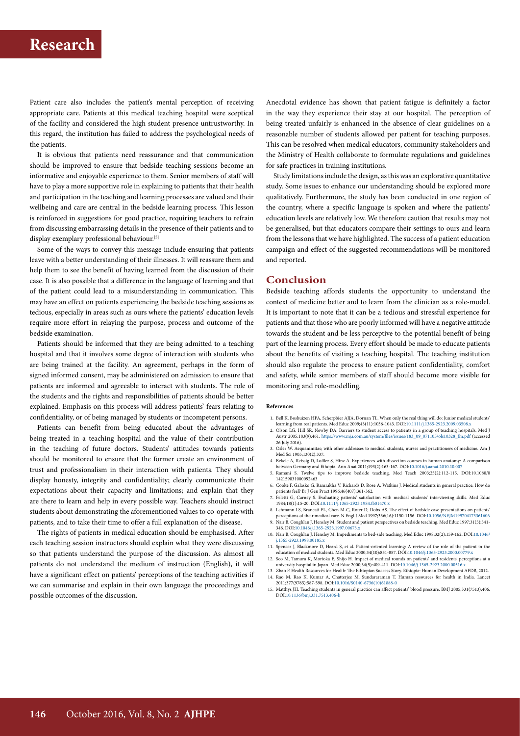Patient care also includes the patient's mental perception of receiving appropriate care. Patients at this medical teaching hospital were sceptical of the facility and considered the high student presence untrustworthy. In this regard, the institution has failed to address the psychological needs of the patients.

It is obvious that patients need reassurance and that communication should be improved to ensure that bedside teaching sessions become an informative and enjoyable experience to them. Senior members of staff will have to play a more supportive role in explaining to patients that their health and participation in the teaching and learning processes are valued and their wellbeing and care are central in the bedside learning process. This lesson is reinforced in suggestions for good practice, requiring teachers to refrain from discussing embarrassing details in the presence of their patients and to display exemplary professional behaviour.[5]

Some of the ways to convey this message include ensuring that patients leave with a better understanding of their illnesses. It will reassure them and help them to see the benefit of having learned from the discussion of their case. It is also possible that a difference in the language of learning and that of the patient could lead to a misunderstanding in communication. This may have an effect on patients experiencing the bedside teaching sessions as tedious, especially in areas such as ours where the patients' education levels require more effort in relaying the purpose, process and outcome of the bedside examination.

Patients should be informed that they are being admitted to a teaching hospital and that it involves some degree of interaction with students who are being trained at the facility. An agreement, perhaps in the form of signed informed consent, may be administered on admission to ensure that patients are informed and agreeable to interact with students. The role of the students and the rights and responsibilities of patients should be better explained. Emphasis on this process will address patients' fears relating to confidentiality, or of being managed by students or incompetent persons.

Patients can benefit from being educated about the advantages of being treated in a teaching hospital and the value of their contribution in the teaching of future doctors. Students' attitudes towards patients should be monitored to ensure that the former create an environment of trust and professionalism in their interaction with patients. They should display honesty, integrity and confidentiality; clearly communicate their expectations about their capacity and limitations; and explain that they are there to learn and help in every possible way. Teachers should instruct students about demonstrating the aforementioned values to co-operate with patients, and to take their time to offer a full explanation of the disease.

The rights of patients in medical education should be emphasised. After each teaching session instructors should explain what they were discussing so that patients understand the purpose of the discussion. As almost all patients do not understand the medium of instruction (English), it will have a significant effect on patients' perceptions of the teaching activities if we can summarise and explain in their own language the proceedings and possible outcomes of the discussion.

Anecdotal evidence has shown that patient fatigue is definitely a factor in the way they experience their stay at our hospital. The perception of being treated unfairly is enhanced in the absence of clear guidelines on a reasonable number of students allowed per patient for teaching purposes. This can be resolved when medical educators, community stakeholders and the Ministry of Health collaborate to formulate regulations and guidelines for safe practices in training institutions.

Study limitations include the design, as this was an explorative quantitative study. Some issues to enhance our understanding should be explored more qualitatively. Furthermore, the study has been conducted in one region of the country, where a specific language is spoken and where the patients' education levels are relatively low. We therefore caution that results may not be generalised, but that educators compare their settings to ours and learn from the lessons that we have highlighted. The success of a patient education campaign and effect of the suggested recommendations will be monitored and reported.

## Conclusion

Bedside teaching affords students the opportunity to understand the context of medicine better and to learn from the clinician as a role-model. It is important to note that it can be a tedious and stressful experience for patients and that those who are poorly informed will have a negative attitude towards the student and be less perceptive to the potential benefit of being part of the learning process. Every effort should be made to educate patients about the benefits of visiting a teaching hospital. The teaching institution should also regulate the process to ensure patient confidentiality, comfort and safety, while senior members of staff should become more visible for monitoring and role-modelling.

#### References

1. Bell K, Boshuizen HPA, Scherpbier AJJA, Dornan TL. When only the real thing will do: Junior medical students' learning from real patients. Med Educ 2009;43(11):1036-1043. DOI:10.1111/j.1365-2923.2009.03508.x
2. Olson LG, Hill SR, Newby DA. Barriers to student access to patients in a group of teaching hospitals. Med J Austr 2005;183(9):461. https://www.mja.com.au/system/files/issues/183_09_071105/ols10328_fm.pdf (accessed 26 July 2016).
3. Osler W. Aequanimitas; with other addresses to medical students, nurses and practitioners of medicine. Am J Med Sci 1905;130(2):337.
4. Bekele A, Reissig D, Loffler S, Hinz A. Experiences with dissection courses in human anatomy: A comparison between Germany and Ethopia. Ann Anat 2011;193(2):163-167. DOI:10.1016/j.aanat.2010.10.007
5. Ramani S. Twelve tips to improve bedside teaching. Med Teach 2003;25(2):112-115. DOI:10.1080/0142159031000092463
6. Cooke F, Galasko G, Ramrakha V, Richards D, Rose A, Watkins J. Medical students in general practice: How do patients feel? Br J Gen Pract 1996;46(407):361-362.
7. Feletti G, Carney S. Evaluating patients' satisfaction with medical students' interviewing skills. Med Educ 1984;18(1):15-20. DOI:10.1111/j.1365-2923.1984.tb01470.x
8. Lehmann LS, Brancati FL, Chen M-C, Roter D, Dobs AS. The effect of bedside case presentations on patients' perceptions of their medical care. N Engl J Med 1997;336(16):1150-1156. DOI:10.1056/NEJM199704173361606
9. Nair B, Coughlan J, Hensley M. Student and patient perspectives on bedside teaching. Med Educ 1997;31(5):341-346. DOI:10.1046/j.1365-2923.1997.00673.x
10. Nair B, Coughlan J, Hensley M. Impediments to bed-side teaching. Med Educ 1998;32(2):159-162. DOI:10.1046/j.1365-2923.1998.00185.x
11. Spencer J, Blackmore D, Heard S, et al. Patient-oriented learning: A review of the role of the patient in the education of medical students. Med Educ 2000;34(10):851-857. DOI:10.1046/j.1365-2923.2000.00779.x
12. Seo M, Tamura K, Morioka E, Shijo H. Impact of medical rounds on patients' and residents' perceptions at a university hospital in Japan. Med Educ 2000;34(5):409-411. DOI:10.1046/j.1365-2923.2000.00516.x
13. Zhao F. Health Resources for Health: The Ethiopian Success Story. Ethiopia: Human Development AFDB, 2012.
14. Rao M, Rao K, Kumar A, Chatterjee M, Sundararaman T. Human resources for health in India. Lancet 2011;377(9765):587-598. DOI:10.1016/S0140-6736(10)61888-0
15. Matthys JH. Teaching students in general practice can affect patients' blood pressure. BMJ 2005;331(7513):406. DOI:10.1136/bmj.331.7513.406-b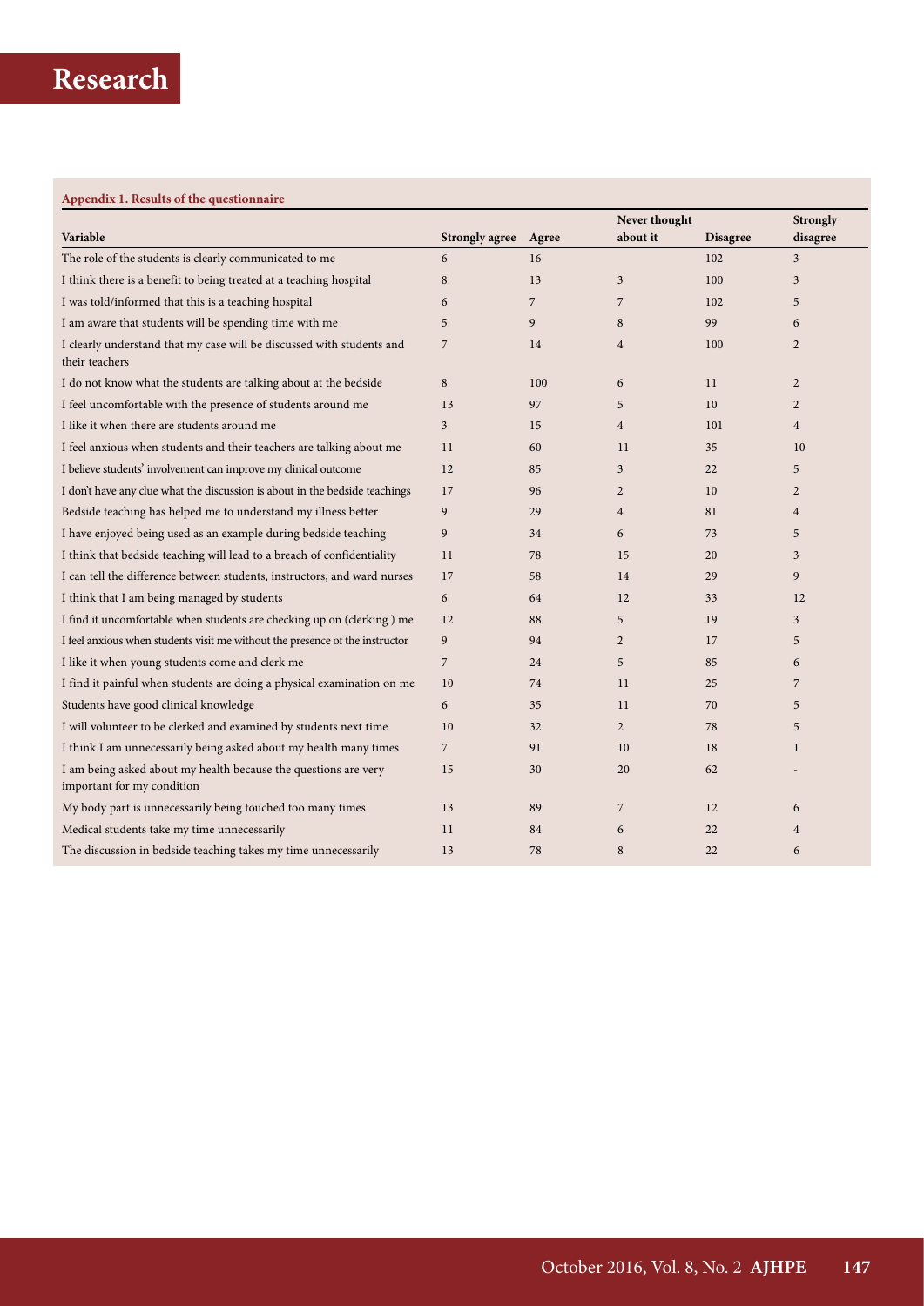**Appendix 1. Results of the questionnaire**

| Variable | Strongly agree | Agree | Never thought about it | Disagree | Strongly disagree |
|---|---|---|---|---|---|
| The role of the students is clearly communicated to me | 6 | 16 | | 102 | 3 |
| I think there is a benefit to being treated at a teaching hospital | 8 | 13 | 3 | 100 | 3 |
| I was told/informed that this is a teaching hospital | 6 | 7 | 7 | 102 | 5 |
| I am aware that students will be spending time with me | 5 | 9 | 8 | 99 | 6 |
| I clearly understand that my case will be discussed with students and their teachers | 7 | 14 | 4 | 100 | 2 |
| I do not know what the students are talking about at the bedside | 8 | 100 | 6 | 11 | 2 |
| I feel uncomfortable with the presence of students around me | 13 | 97 | 5 | 10 | 2 |
| I like it when there are students around me | 3 | 15 | 4 | 101 | 4 |
| I feel anxious when students and their teachers are talking about me | 11 | 60 | 11 | 35 | 10 |
| I believe students' involvement can improve my clinical outcome | 12 | 85 | 3 | 22 | 5 |
| I don't have any clue what the discussion is about in the bedside teachings | 17 | 96 | 2 | 10 | 2 |
| Bedside teaching has helped me to understand my illness better | 9 | 29 | 4 | 81 | 4 |
| I have enjoyed being used as an example during bedside teaching | 9 | 34 | 6 | 73 | 5 |
| I think that bedside teaching will lead to a breach of confidentiality | 11 | 78 | 15 | 20 | 3 |
| I can tell the difference between students, instructors, and ward nurses | 17 | 58 | 14 | 29 | 9 |
| I think that I am being managed by students | 6 | 64 | 12 | 33 | 12 |
| I find it uncomfortable when students are checking up on (clerking ) me | 12 | 88 | 5 | 19 | 3 |
| I feel anxious when students visit me without the presence of the instructor | 9 | 94 | 2 | 17 | 5 |
| I like it when young students come and clerk me | 7 | 24 | 5 | 85 | 6 |
| I find it painful when students are doing a physical examination on me | 10 | 74 | 11 | 25 | 7 |
| Students have good clinical knowledge | 6 | 35 | 11 | 70 | 5 |
| I will volunteer to be clerked and examined by students next time | 10 | 32 | 2 | 78 | 5 |
| I think I am unnecessarily being asked about my health many times | 7 | 91 | 10 | 18 | 1 |
| I am being asked about my health because the questions are very important for my condition | 15 | 30 | 20 | 62 | - |
| My body part is unnecessarily being touched too many times | 13 | 89 | 7 | 12 | 6 |
| Medical students take my time unnecessarily | 11 | 84 | 6 | 22 | 4 |
| The discussion in bedside teaching takes my time unnecessarily | 13 | 78 | 8 | 22 | 6 |